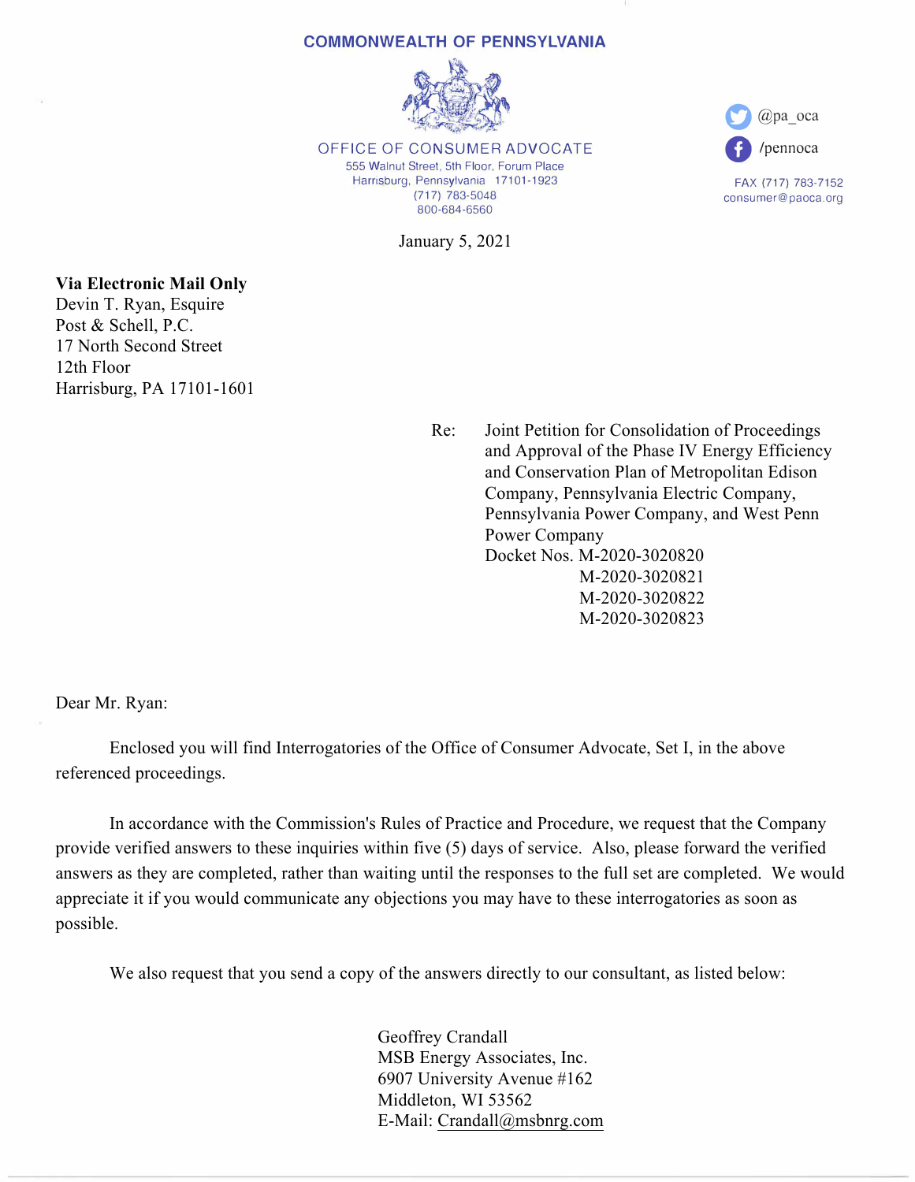**COMMONWEALTH OF PENNSYLVANIA**

OFFICE OF CONSUMER ADVOCATE
555 Walnut Street, 5th Floor, Forum Place
Harrisburg, Pennsylvania 17101-1923
(717) 783-5048
800-684-6560

@pa_oca
/pennoca

FAX (717) 783-7152
consumer@paoca.org

January 5, 2021

**Via Electronic Mail Only**
Devin T. Ryan, Esquire
Post & Schell, P.C.
17 North Second Street
12th Floor
Harrisburg, PA 17101-1601

Re: Joint Petition for Consolidation of Proceedings and Approval of the Phase IV Energy Efficiency and Conservation Plan of Metropolitan Edison Company, Pennsylvania Electric Company, Pennsylvania Power Company, and West Penn Power Company
Docket Nos. M-2020-3020820
M-2020-3020821
M-2020-3020822
M-2020-3020823

Dear Mr. Ryan:

Enclosed you will find Interrogatories of the Office of Consumer Advocate, Set I, in the above referenced proceedings.

In accordance with the Commission's Rules of Practice and Procedure, we request that the Company provide verified answers to these inquiries within five (5) days of service. Also, please forward the verified answers as they are completed, rather than waiting until the responses to the full set are completed. We would appreciate it if you would communicate any objections you may have to these interrogatories as soon as possible.

We also request that you send a copy of the answers directly to our consultant, as listed below:

Geoffrey Crandall
MSB Energy Associates, Inc.
6907 University Avenue #162
Middleton, WI 53562
E-Mail: Crandall@msbnrg.com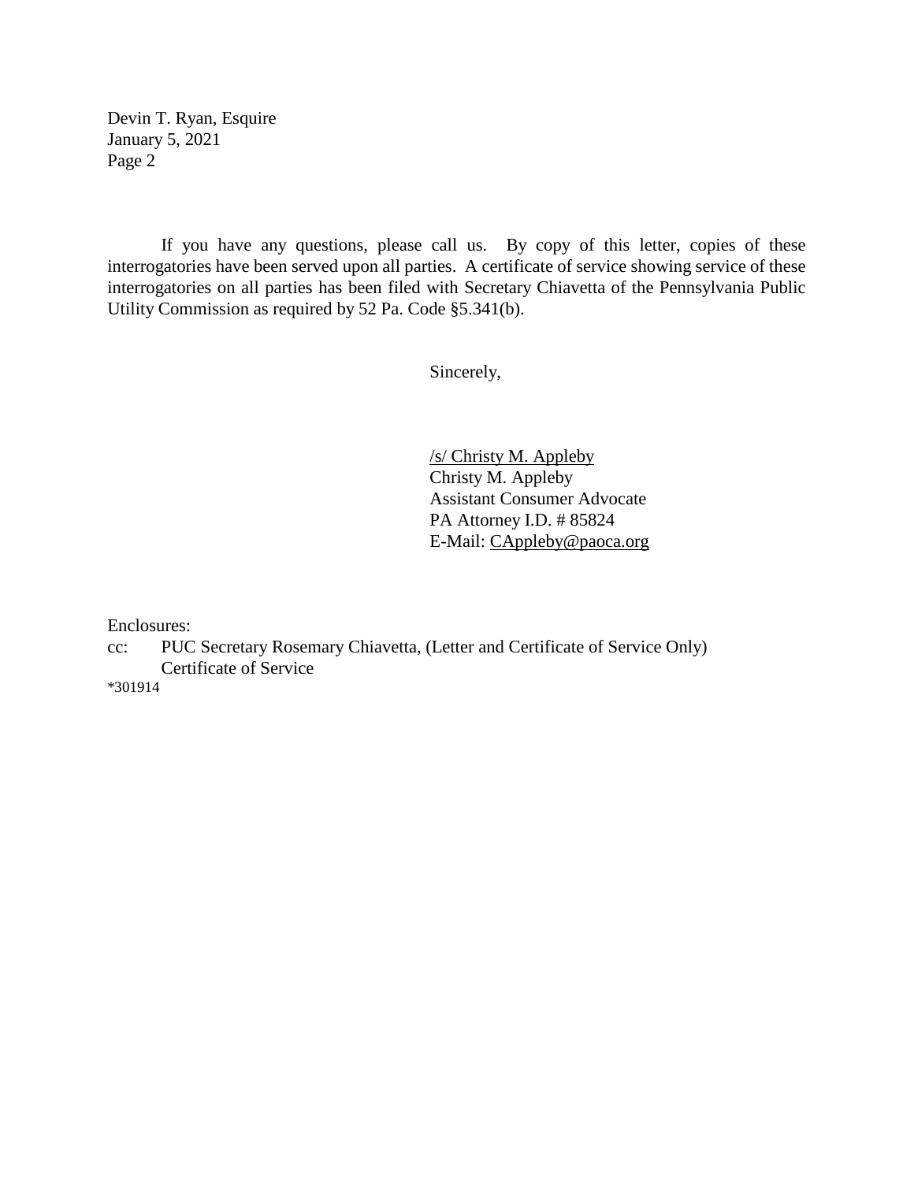Devin T. Ryan, Esquire
January 5, 2021

If you have any questions, please call us. By copy of this letter, copies of these interrogatories have been served upon all parties. A certificate of service showing service of these interrogatories on all parties has been filed with Secretary Chiavetta of the Pennsylvania Public Utility Commission as required by 52 Pa. Code §5.341(b).

Sincerely,

/s/ Christy M. Appleby
Christy M. Appleby
Assistant Consumer Advocate
PA Attorney I.D. # 85824
E-Mail: CAppleby@paoca.org

Enclosures:
cc: PUC Secretary Rosemary Chiavetta, (Letter and Certificate of Service Only)
Certificate of Service
*301914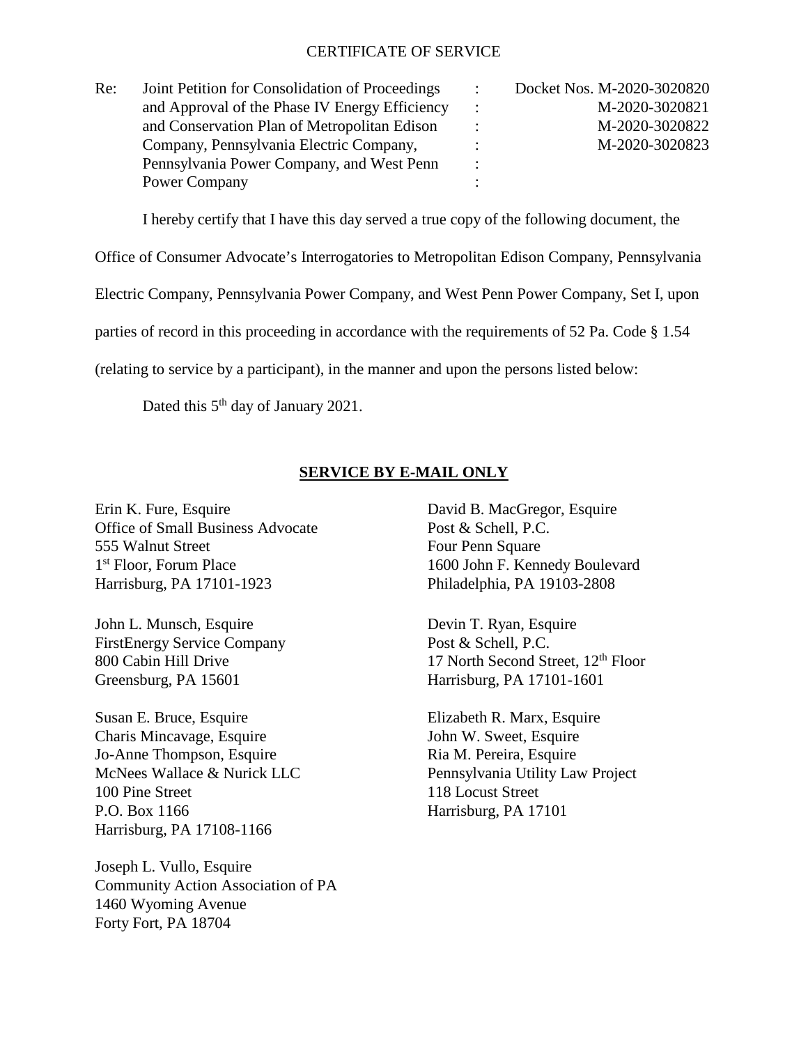CERTIFICATE OF SERVICE

| Re: | Joint Petition for Consolidation of Proceedings and Approval of the Phase IV Energy Efficiency and Conservation Plan of Metropolitan Edison Company, Pennsylvania Electric Company, Pennsylvania Power Company, and West Penn Power Company | : | Docket Nos. M-2020-3020820 M-2020-3020821 M-2020-3020822 M-2020-3020823 |
|---|---|---|---|

I hereby certify that I have this day served a true copy of the following document, the Office of Consumer Advocate's Interrogatories to Metropolitan Edison Company, Pennsylvania Electric Company, Pennsylvania Power Company, and West Penn Power Company, Set I, upon parties of record in this proceeding in accordance with the requirements of 52 Pa. Code § 1.54 (relating to service by a participant), in the manner and upon the persons listed below:

Dated this 5th day of January 2021.

**SERVICE BY E-MAIL ONLY**

Erin K. Fure, Esquire
Office of Small Business Advocate
555 Walnut Street
1st Floor, Forum Place
Harrisburg, PA 17101-1923

John L. Munsch, Esquire
FirstEnergy Service Company
800 Cabin Hill Drive
Greensburg, PA 15601

Susan E. Bruce, Esquire
Charis Mincavage, Esquire
Jo-Anne Thompson, Esquire
McNees Wallace & Nurick LLC
100 Pine Street
P.O. Box 1166
Harrisburg, PA 17108-1166

Joseph L. Vullo, Esquire
Community Action Association of PA
1460 Wyoming Avenue
Forty Fort, PA 18704

David B. MacGregor, Esquire
Post & Schell, P.C.
Four Penn Square
1600 John F. Kennedy Boulevard
Philadelphia, PA 19103-2808

Devin T. Ryan, Esquire
Post & Schell, P.C.
17 North Second Street, 12th Floor
Harrisburg, PA 17101-1601

Elizabeth R. Marx, Esquire
John W. Sweet, Esquire
Ria M. Pereira, Esquire
Pennsylvania Utility Law Project
118 Locust Street
Harrisburg, PA 17101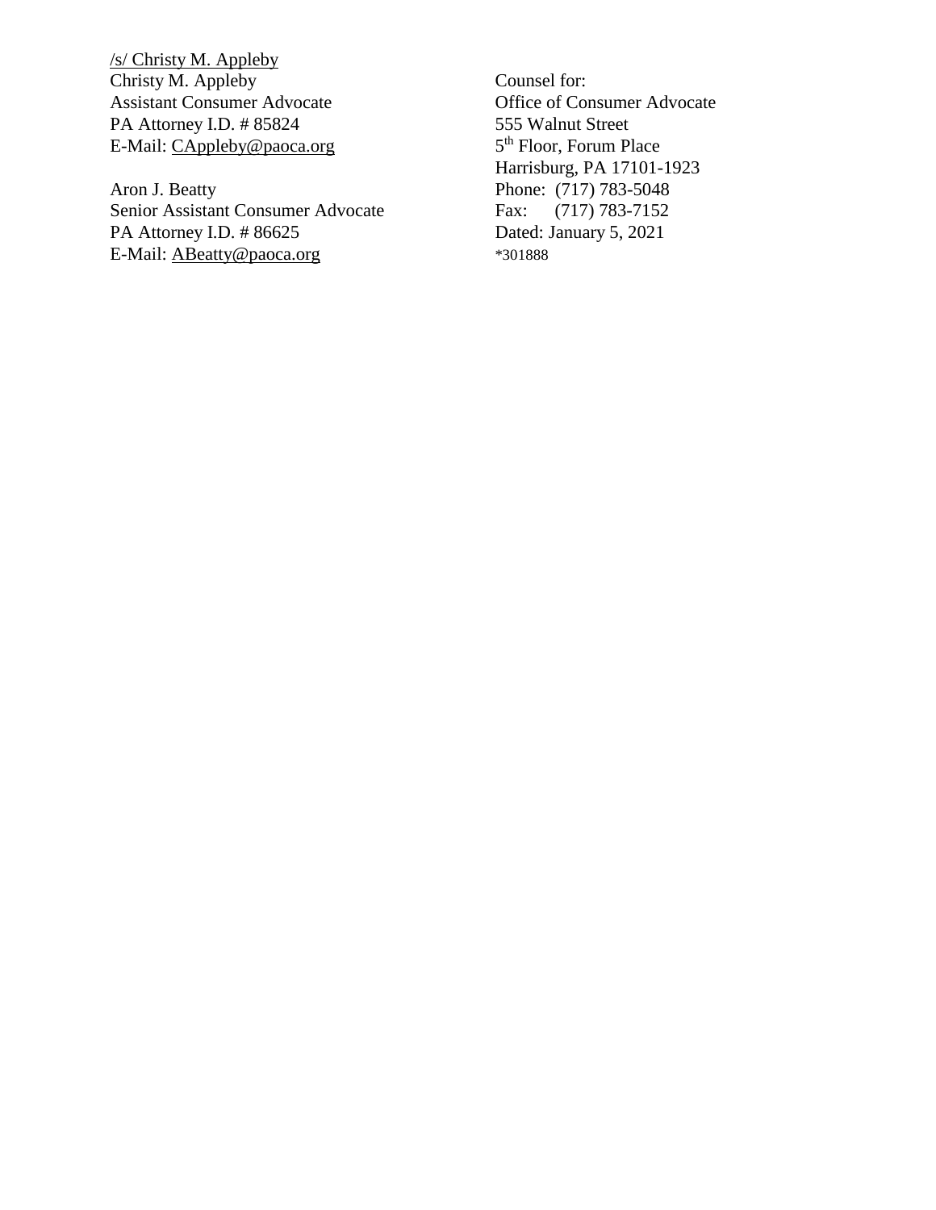/s/ Christy M. Appleby
Christy M. Appleby
Assistant Consumer Advocate
PA Attorney I.D. # 85824
E-Mail: CAppleby@paoca.org

Aron J. Beatty
Senior Assistant Consumer Advocate
PA Attorney I.D. # 86625
E-Mail: ABeatty@paoca.org

Counsel for:
Office of Consumer Advocate
555 Walnut Street
5th Floor, Forum Place
Harrisburg, PA 17101-1923
Phone: (717) 783-5048
Fax: (717) 783-7152
Dated: January 5, 2021
*301888